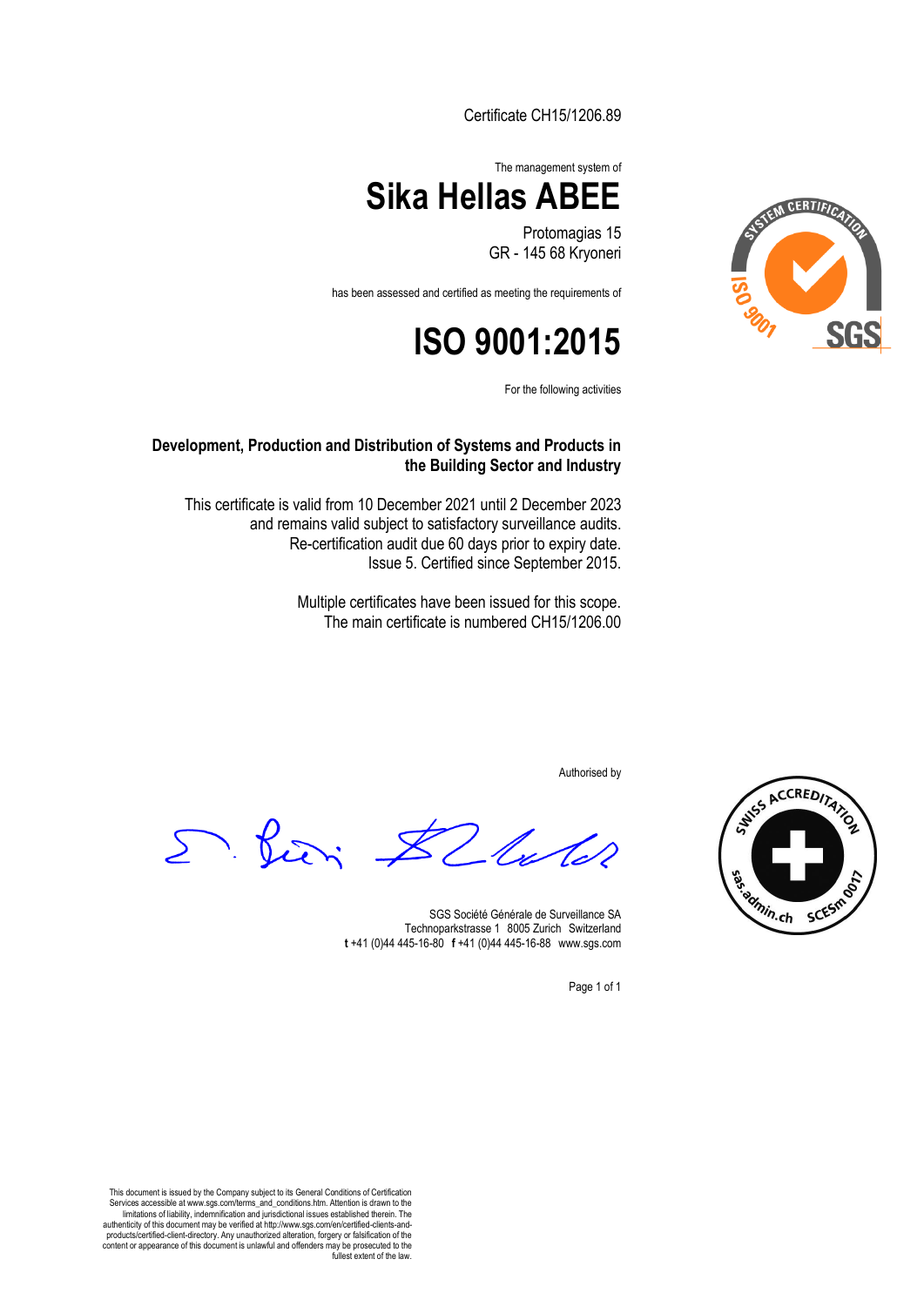Certificate CH15/1206.89

The management system of

# Sika Hellas ABEE

Protomagias 15
GR - 145 68 Kryoneri

has been assessed and certified as meeting the requirements of

# ISO 9001:2015

For the following activities

**Development, Production and Distribution of Systems and Products in the Building Sector and Industry**

This certificate is valid from 10 December 2021 until 2 December 2023
and remains valid subject to satisfactory surveillance audits.
Re-certification audit due 60 days prior to expiry date.
Issue 5. Certified since September 2015.

Multiple certificates have been issued for this scope.
The main certificate is numbered CH15/1206.00

Authorised by

SGS Société Générale de Surveillance SA
Technoparkstrasse 1 8005 Zurich Switzerland
**t** +41 (0)44 445-16-80 **f** +41 (0)44 445-16-88 www.sgs.com

This document is issued by the Company subject to its General Conditions of Certification Services accessible at www.sgs.com/terms_and_conditions.htm. Attention is drawn to the limitations of liability, indemnification and jurisdictional issues established therein. The authenticity of this document may be verified at http://www.sgs.com/en/certified-clients-and-products/certified-client-directory. Any unauthorized alteration, forgery or falsification of the content or appearance of this document is unlawful and offenders may be prosecuted to the fullest extent of the law.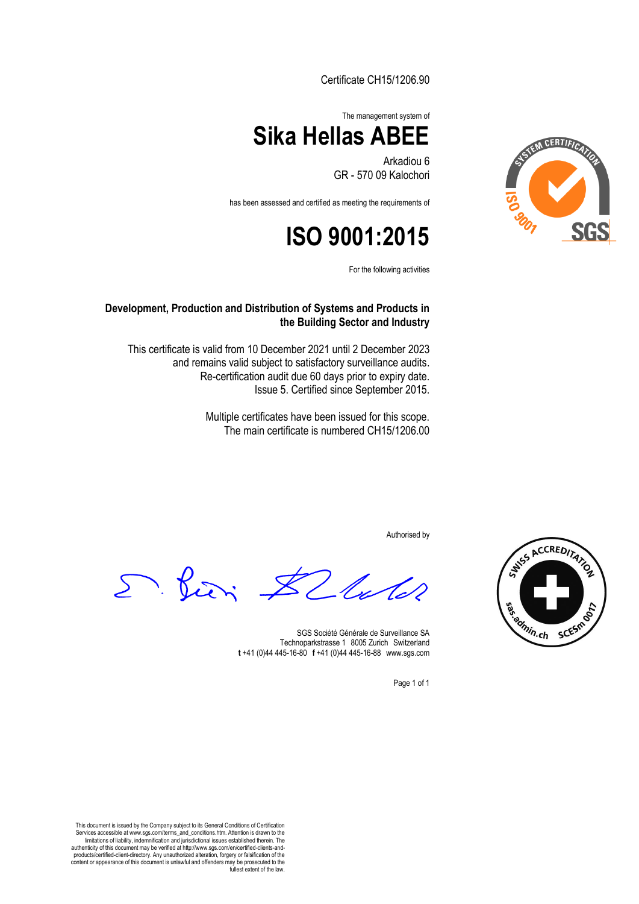Certificate CH15/1206.90

The management system of

# Sika Hellas ABEE

Arkadiou 6
GR - 570 09 Kalochori

has been assessed and certified as meeting the requirements of

# ISO 9001:2015

For the following activities

**Development, Production and Distribution of Systems and Products in the Building Sector and Industry**

This certificate is valid from 10 December 2021 until 2 December 2023
and remains valid subject to satisfactory surveillance audits.
Re-certification audit due 60 days prior to expiry date.
Issue 5. Certified since September 2015.

Multiple certificates have been issued for this scope.
The main certificate is numbered CH15/1206.00

Authorised by

SGS Société Générale de Surveillance SA
Technoparkstrasse 1 8005 Zurich Switzerland
**t** +41 (0)44 445-16-80 **f** +41 (0)44 445-16-88 www.sgs.com

This document is issued by the Company subject to its General Conditions of Certification Services accessible at www.sgs.com/terms_and_conditions.htm. Attention is drawn to the limitations of liability, indemnification and jurisdictional issues established therein. The authenticity of this document may be verified at http://www.sgs.com/en/certified-clients-and-products/certified-client-directory. Any unauthorized alteration, forgery or falsification of the content or appearance of this document is unlawful and offenders may be prosecuted to the fullest extent of the law.